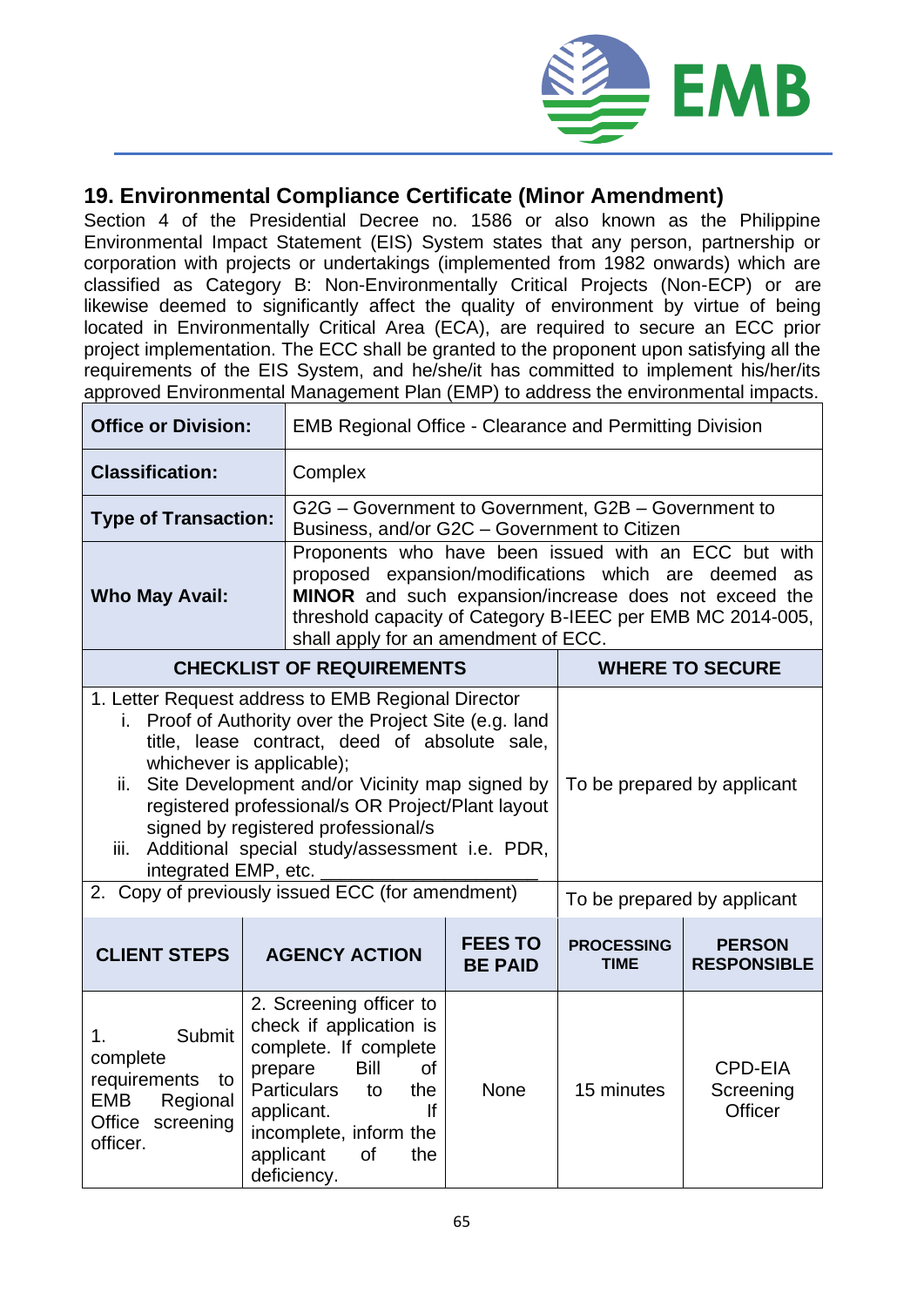## 19. Environmental Compliance Certificate (Minor Amendment)

Section 4 of the Presidential Decree no. 1586 or also known as the Philippine Environmental Impact Statement (EIS) System states that any person, partnership or corporation with projects or undertakings (implemented from 1982 onwards) which are classified as Category B: Non-Environmentally Critical Projects (Non-ECP) or are likewise deemed to significantly affect the quality of environment by virtue of being located in Environmentally Critical Area (ECA), are required to secure an ECC prior project implementation. The ECC shall be granted to the proponent upon satisfying all the requirements of the EIS System, and he/she/it has committed to implement his/her/its approved Environmental Management Plan (EMP) to address the environmental impacts.

| **Office or Division:** | EMB Regional Office - Clearance and Permitting Division |
|---|---|
| **Classification:** | Complex |
| **Type of Transaction:** | G2G – Government to Government, G2B – Government to Business, and/or G2C – Government to Citizen |
| **Who May Avail:** | Proponents who have been issued with an ECC but with proposed expansion/modifications which are deemed as **MINOR** and such expansion/increase does not exceed the threshold capacity of Category B-IEEC per EMB MC 2014-005, shall apply for an amendment of ECC. |

| **CHECKLIST OF REQUIREMENTS** | **WHERE TO SECURE** |
|---|---|
| 1. Letter Request address to EMB Regional Director<br>i. Proof of Authority over the Project Site (e.g. land title, lease contract, deed of absolute sale, whichever is applicable);<br>ii. Site Development and/or Vicinity map signed by registered professional/s OR Project/Plant layout signed by registered professional/s<br>iii. Additional special study/assessment i.e. PDR, integrated EMP, etc. ____________________ | To be prepared by applicant |
| 2. Copy of previously issued ECC (for amendment) | To be prepared by applicant |

| **CLIENT STEPS** | **AGENCY ACTION** | **FEES TO BE PAID** | **PROCESSING TIME** | **PERSON RESPONSIBLE** |
|---|---|---|---|---|
| 1. Submit complete requirements to EMB Regional Office screening officer. | 2. Screening officer to check if application is complete. If complete prepare Bill of Particulars to the applicant. If incomplete, inform the applicant of the deficiency. | None | 15 minutes | CPD-EIA Screening Officer |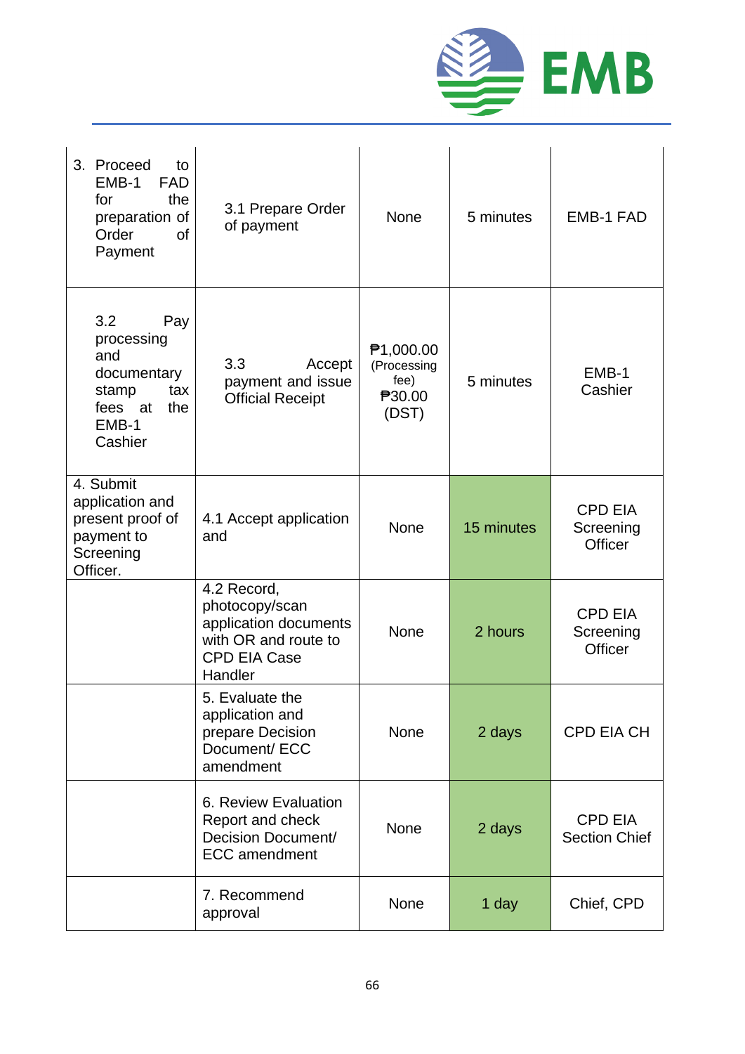| 3. Proceed to EMB-1 FAD for the preparation of Order of Payment | 3.1 Prepare Order of payment | None | 5 minutes | EMB-1 FAD |
|---|---|---|---|---|
| 3.2 Pay processing and documentary stamp tax fees at the EMB-1 Cashier | 3.3 Accept payment and issue Official Receipt | ₱1,000.00 (Processing fee) ₱30.00 (DST) | 5 minutes | EMB-1 Cashier |
| 4. Submit application and present proof of payment to Screening Officer. | 4.1 Accept application and | None | 15 minutes | CPD EIA Screening Officer |
| | 4.2 Record, photocopy/scan application documents with OR and route to CPD EIA Case Handler | None | 2 hours | CPD EIA Screening Officer |
| | 5. Evaluate the application and prepare Decision Document/ ECC amendment | None | 2 days | CPD EIA CH |
| | 6. Review Evaluation Report and check Decision Document/ ECC amendment | None | 2 days | CPD EIA Section Chief |
| | 7. Recommend approval | None | 1 day | Chief, CPD |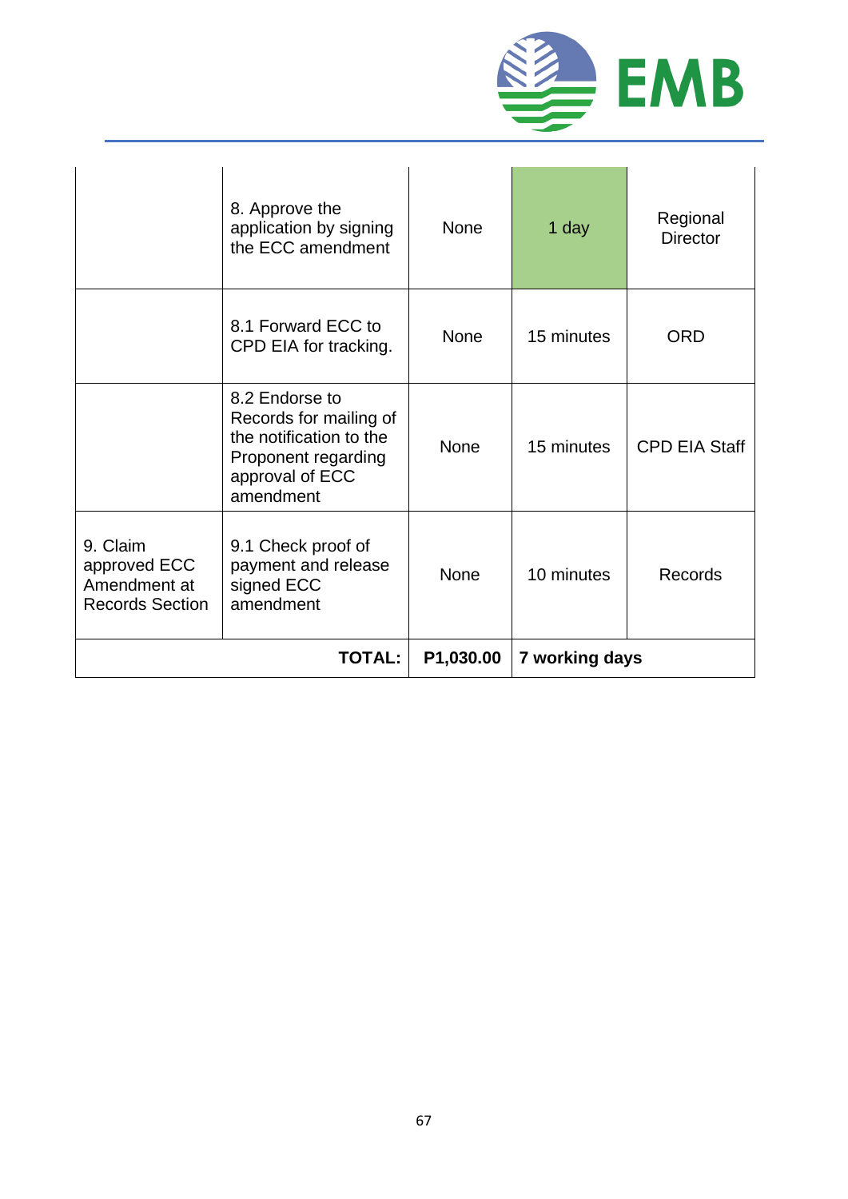| | | | | |
|---|---|---|---|---|
| | 8. Approve the application by signing the ECC amendment | None | 1 day | Regional Director |
| | 8.1 Forward ECC to CPD EIA for tracking. | None | 15 minutes | ORD |
| | 8.2 Endorse to Records for mailing of the notification to the Proponent regarding approval of ECC amendment | None | 15 minutes | CPD EIA Staff |
| 9. Claim approved ECC Amendment at Records Section | 9.1 Check proof of payment and release signed ECC amendment | None | 10 minutes | Records |
| | **TOTAL:** | **P1,030.00** | **7 working days** | |